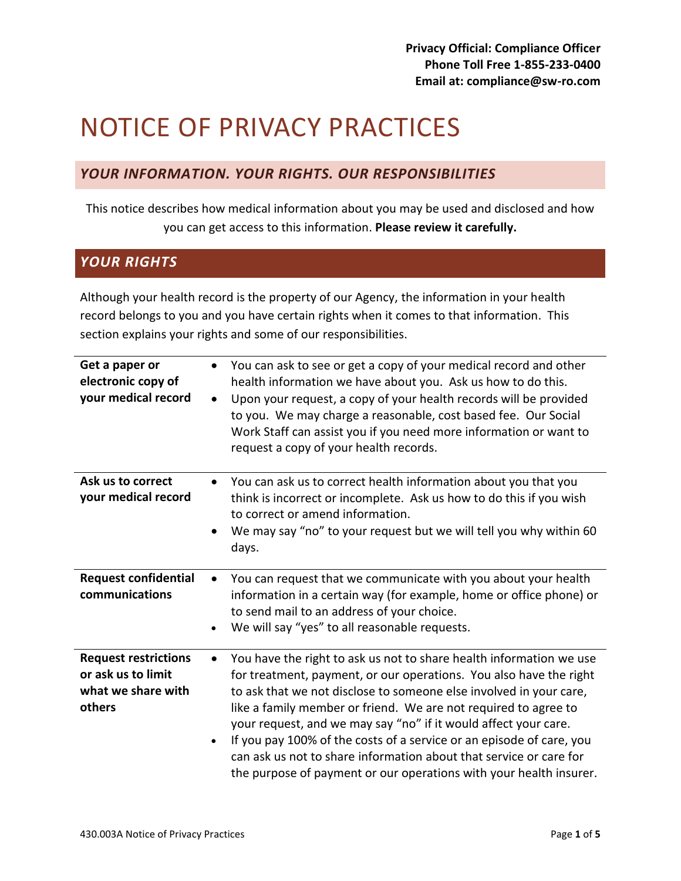**Privacy Official: Compliance Officer**
**Phone Toll Free 1-855-233-0400**
**Email at: compliance@sw-ro.com**

# NOTICE OF PRIVACY PRACTICES

## *YOUR INFORMATION. YOUR RIGHTS. OUR RESPONSIBILITIES*

This notice describes how medical information about you may be used and disclosed and how you can get access to this information. **Please review it carefully.**

## *YOUR RIGHTS*

Although your health record is the property of our Agency, the information in your health record belongs to you and you have certain rights when it comes to that information. This section explains your rights and some of our responsibilities.

| | |
|---|---|
| **Get a paper or electronic copy of your medical record** | • You can ask to see or get a copy of your medical record and other health information we have about you. Ask us how to do this. <br> • Upon your request, a copy of your health records will be provided to you. We may charge a reasonable, cost based fee. Our Social Work Staff can assist you if you need more information or want to request a copy of your health records. |
| **Ask us to correct your medical record** | • You can ask us to correct health information about you that you think is incorrect or incomplete. Ask us how to do this if you wish to correct or amend information. <br> • We may say "no" to your request but we will tell you why within 60 days. |
| **Request confidential communications** | • You can request that we communicate with you about your health information in a certain way (for example, home or office phone) or to send mail to an address of your choice. <br> • We will say "yes" to all reasonable requests. |
| **Request restrictions or ask us to limit what we share with others** | • You have the right to ask us not to share health information we use for treatment, payment, or our operations. You also have the right to ask that we not disclose to someone else involved in your care, like a family member or friend. We are not required to agree to your request, and we may say "no" if it would affect your care. <br> • If you pay 100% of the costs of a service or an episode of care, you can ask us not to share information about that service or care for the purpose of payment or our operations with your health insurer. |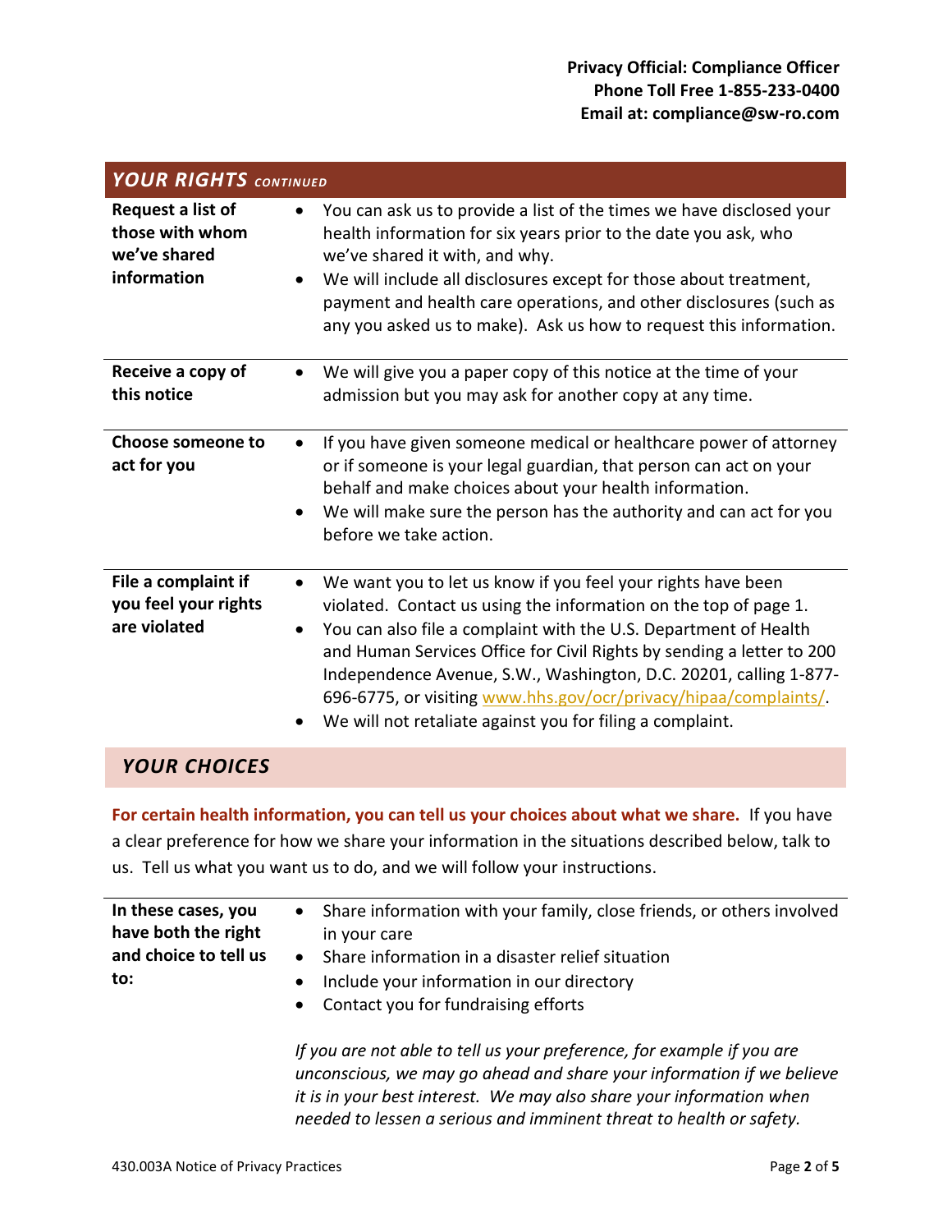**Privacy Official: Compliance Officer**
**Phone Toll Free 1-855-233-0400**
**Email at: compliance@sw-ro.com**

## *YOUR RIGHTS continued*

| | |
|---|---|
| **Request a list of those with whom we've shared information** | • You can ask us to provide a list of the times we have disclosed your health information for six years prior to the date you ask, who we've shared it with, and why.<br>• We will include all disclosures except for those about treatment, payment and health care operations, and other disclosures (such as any you asked us to make). Ask us how to request this information. |
| **Receive a copy of this notice** | • We will give you a paper copy of this notice at the time of your admission but you may ask for another copy at any time. |
| **Choose someone to act for you** | • If you have given someone medical or healthcare power of attorney or if someone is your legal guardian, that person can act on your behalf and make choices about your health information.<br>• We will make sure the person has the authority and can act for you before we take action. |
| **File a complaint if you feel your rights are violated** | • We want you to let us know if you feel your rights have been violated. Contact us using the information on the top of page 1.<br>• You can also file a complaint with the U.S. Department of Health and Human Services Office for Civil Rights by sending a letter to 200 Independence Avenue, S.W., Washington, D.C. 20201, calling 1-877-696-6775, or visiting www.hhs.gov/ocr/privacy/hipaa/complaints/.<br>• We will not retaliate against you for filing a complaint. |

## *YOUR CHOICES*

**For certain health information, you can tell us your choices about what we share.** If you have a clear preference for how we share your information in the situations described below, talk to us. Tell us what you want us to do, and we will follow your instructions.

| | |
|---|---|
| **In these cases, you have both the right and choice to tell us to:** | • Share information with your family, close friends, or others involved in your care<br>• Share information in a disaster relief situation<br>• Include your information in our directory<br>• Contact you for fundraising efforts<br><br>*If you are not able to tell us your preference, for example if you are unconscious, we may go ahead and share your information if we believe it is in your best interest. We may also share your information when needed to lessen a serious and imminent threat to health or safety.* |

430.003A Notice of Privacy Practices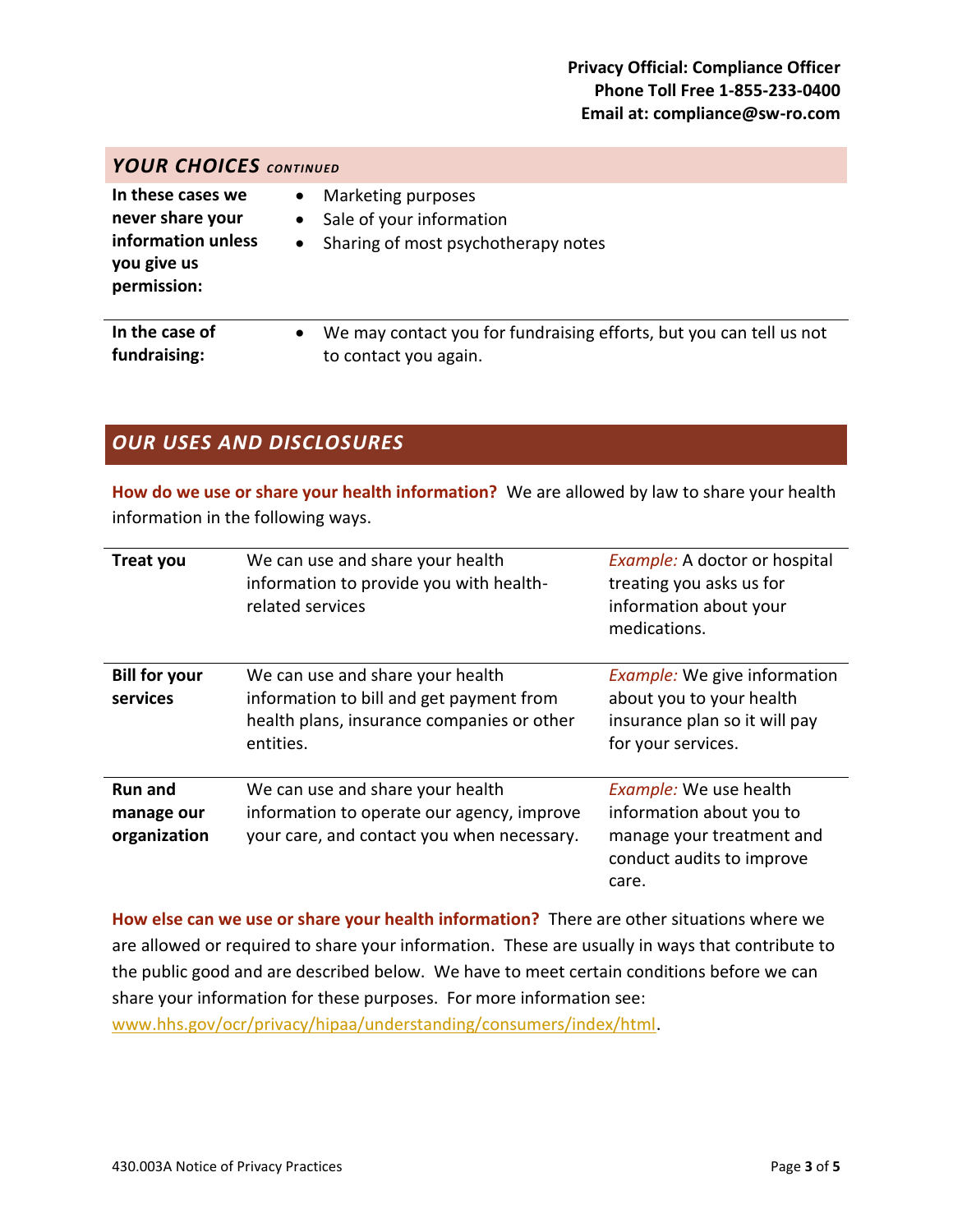**Privacy Official: Compliance Officer**
**Phone Toll Free 1-855-233-0400**
**Email at: compliance@sw-ro.com**

## *YOUR CHOICES CONTINUED*

| | |
|---|---|
| **In these cases we never share your information unless you give us permission:** | • Marketing purposes<br>• Sale of your information<br>• Sharing of most psychotherapy notes |
| **In the case of fundraising:** | • We may contact you for fundraising efforts, but you can tell us not to contact you again. |

## *OUR USES AND DISCLOSURES*

**How do we use or share your health information?** We are allowed by law to share your health information in the following ways.

| | | |
|---|---|---|
| **Treat you** | We can use and share your health information to provide you with health-related services | *Example:* A doctor or hospital treating you asks us for information about your medications. |
| **Bill for your services** | We can use and share your health information to bill and get payment from health plans, insurance companies or other entities. | *Example:* We give information about you to your health insurance plan so it will pay for your services. |
| **Run and manage our organization** | We can use and share your health information to operate our agency, improve your care, and contact you when necessary. | *Example:* We use health information about you to manage your treatment and conduct audits to improve care. |

**How else can we use or share your health information?** There are other situations where we are allowed or required to share your information. These are usually in ways that contribute to the public good and are described below. We have to meet certain conditions before we can share your information for these purposes. For more information see: www.hhs.gov/ocr/privacy/hipaa/understanding/consumers/index/html.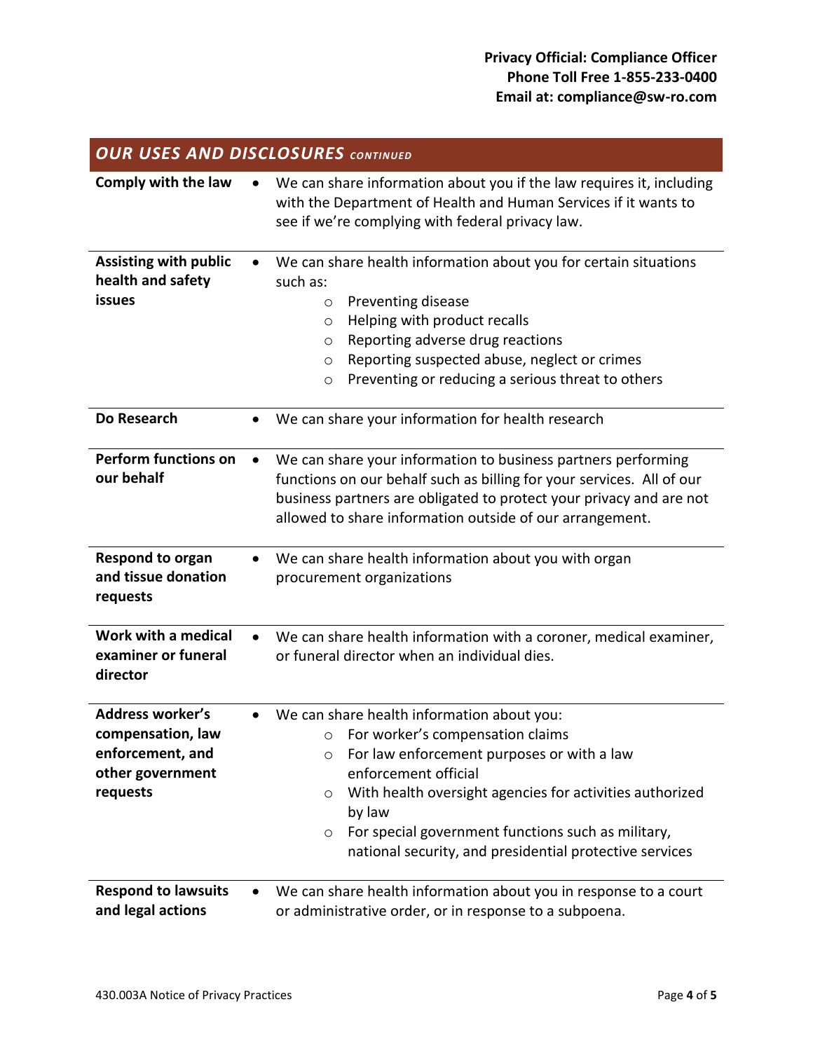**Privacy Official: Compliance Officer**
**Phone Toll Free 1-855-233-0400**
**Email at: compliance@sw-ro.com**

## *OUR USES AND DISCLOSURES* *CONTINUED*

| | |
|---|---|
| **Comply with the law** | • We can share information about you if the law requires it, including with the Department of Health and Human Services if it wants to see if we're complying with federal privacy law. |
| **Assisting with public health and safety issues** | • We can share health information about you for certain situations such as:<br>  ○ Preventing disease<br>  ○ Helping with product recalls<br>  ○ Reporting adverse drug reactions<br>  ○ Reporting suspected abuse, neglect or crimes<br>  ○ Preventing or reducing a serious threat to others |
| **Do Research** | • We can share your information for health research |
| **Perform functions on our behalf** | • We can share your information to business partners performing functions on our behalf such as billing for your services. All of our business partners are obligated to protect your privacy and are not allowed to share information outside of our arrangement. |
| **Respond to organ and tissue donation requests** | • We can share health information about you with organ procurement organizations |
| **Work with a medical examiner or funeral director** | • We can share health information with a coroner, medical examiner, or funeral director when an individual dies. |
| **Address worker's compensation, law enforcement, and other government requests** | • We can share health information about you:<br>  ○ For worker's compensation claims<br>  ○ For law enforcement purposes or with a law enforcement official<br>  ○ With health oversight agencies for activities authorized by law<br>  ○ For special government functions such as military, national security, and presidential protective services |
| **Respond to lawsuits and legal actions** | • We can share health information about you in response to a court or administrative order, or in response to a subpoena. |

430.003A Notice of Privacy Practices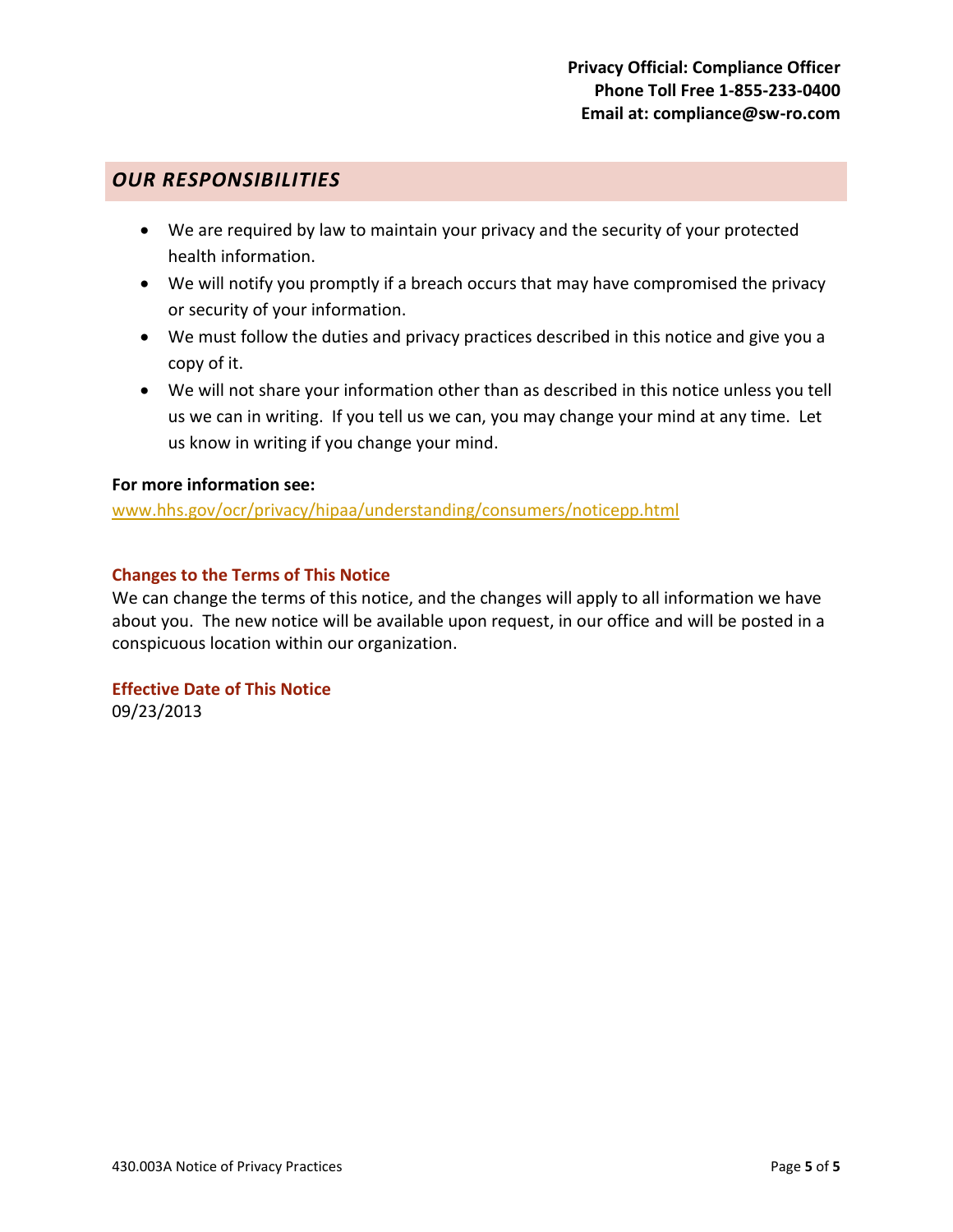**Privacy Official: Compliance Officer**
**Phone Toll Free 1-855-233-0400**
**Email at: compliance@sw-ro.com**

## *OUR RESPONSIBILITIES*

- We are required by law to maintain your privacy and the security of your protected health information.
- We will notify you promptly if a breach occurs that may have compromised the privacy or security of your information.
- We must follow the duties and privacy practices described in this notice and give you a copy of it.
- We will not share your information other than as described in this notice unless you tell us we can in writing. If you tell us we can, you may change your mind at any time. Let us know in writing if you change your mind.

**For more information see:**
www.hhs.gov/ocr/privacy/hipaa/understanding/consumers/noticepp.html

### Changes to the Terms of This Notice

We can change the terms of this notice, and the changes will apply to all information we have about you. The new notice will be available upon request, in our office and will be posted in a conspicuous location within our organization.

### Effective Date of This Notice

09/23/2013